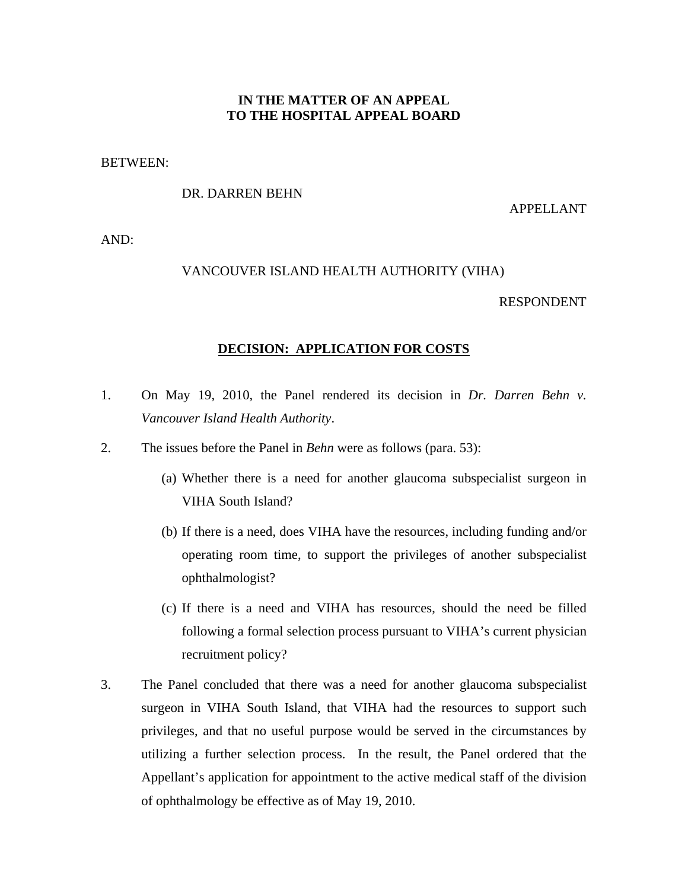**IN THE MATTER OF AN APPEAL**
**TO THE HOSPITAL APPEAL BOARD**

BETWEEN:

DR. DARREN BEHN

APPELLANT

AND:

VANCOUVER ISLAND HEALTH AUTHORITY (VIHA)

RESPONDENT

## DECISION: APPLICATION FOR COSTS

1. On May 19, 2010, the Panel rendered its decision in *Dr. Darren Behn v. Vancouver Island Health Authority*.

2. The issues before the Panel in *Behn* were as follows (para. 53):

   (a) Whether there is a need for another glaucoma subspecialist surgeon in VIHA South Island?

   (b) If there is a need, does VIHA have the resources, including funding and/or operating room time, to support the privileges of another subspecialist ophthalmologist?

   (c) If there is a need and VIHA has resources, should the need be filled following a formal selection process pursuant to VIHA's current physician recruitment policy?

3. The Panel concluded that there was a need for another glaucoma subspecialist surgeon in VIHA South Island, that VIHA had the resources to support such privileges, and that no useful purpose would be served in the circumstances by utilizing a further selection process. In the result, the Panel ordered that the Appellant's application for appointment to the active medical staff of the division of ophthalmology be effective as of May 19, 2010.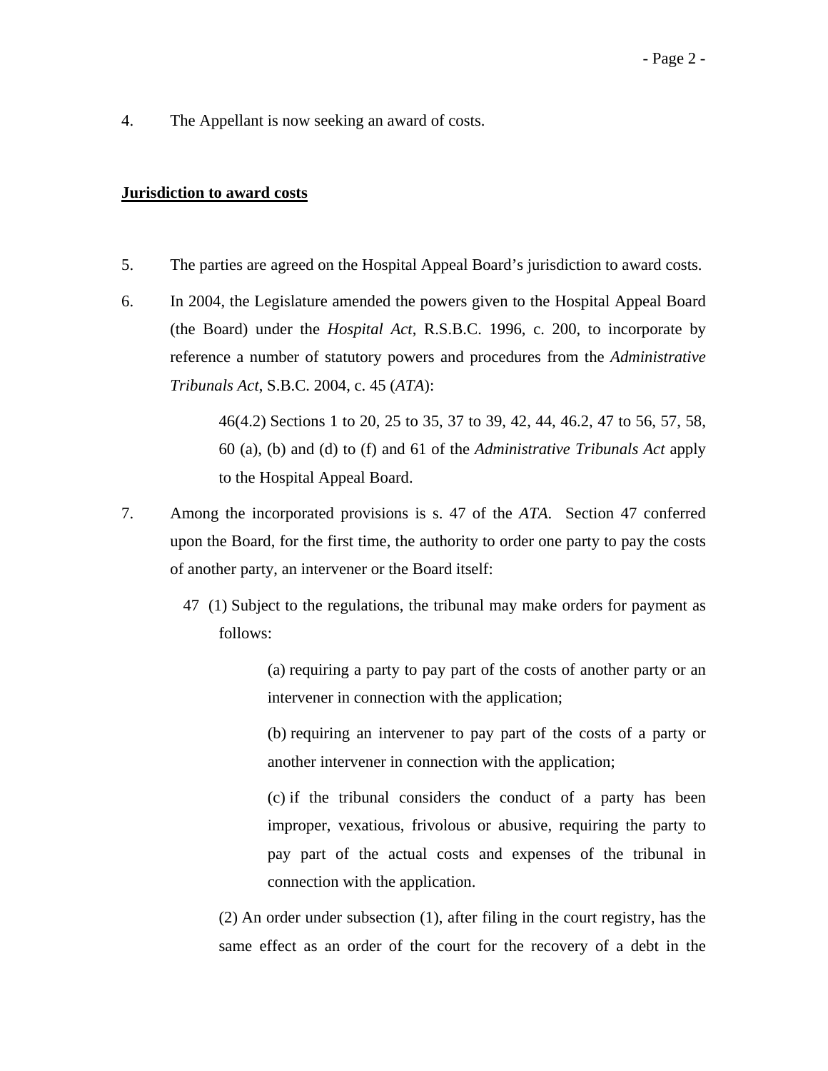4. The Appellant is now seeking an award of costs.

**Jurisdiction to award costs**

5. The parties are agreed on the Hospital Appeal Board's jurisdiction to award costs.

6. In 2004, the Legislature amended the powers given to the Hospital Appeal Board (the Board) under the *Hospital Act*, R.S.B.C. 1996, c. 200, to incorporate by reference a number of statutory powers and procedures from the *Administrative Tribunals Act*, S.B.C. 2004, c. 45 (*ATA*):

> 46(4.2) Sections 1 to 20, 25 to 35, 37 to 39, 42, 44, 46.2, 47 to 56, 57, 58, 60 (a), (b) and (d) to (f) and 61 of the *Administrative Tribunals Act* apply to the Hospital Appeal Board.

7. Among the incorporated provisions is s. 47 of the *ATA*. Section 47 conferred upon the Board, for the first time, the authority to order one party to pay the costs of another party, an intervener or the Board itself:

> 47 (1) Subject to the regulations, the tribunal may make orders for payment as follows:
>
> > (a) requiring a party to pay part of the costs of another party or an intervener in connection with the application;
> >
> > (b) requiring an intervener to pay part of the costs of a party or another intervener in connection with the application;
> >
> > (c) if the tribunal considers the conduct of a party has been improper, vexatious, frivolous or abusive, requiring the party to pay part of the actual costs and expenses of the tribunal in connection with the application.
>
> (2) An order under subsection (1), after filing in the court registry, has the same effect as an order of the court for the recovery of a debt in the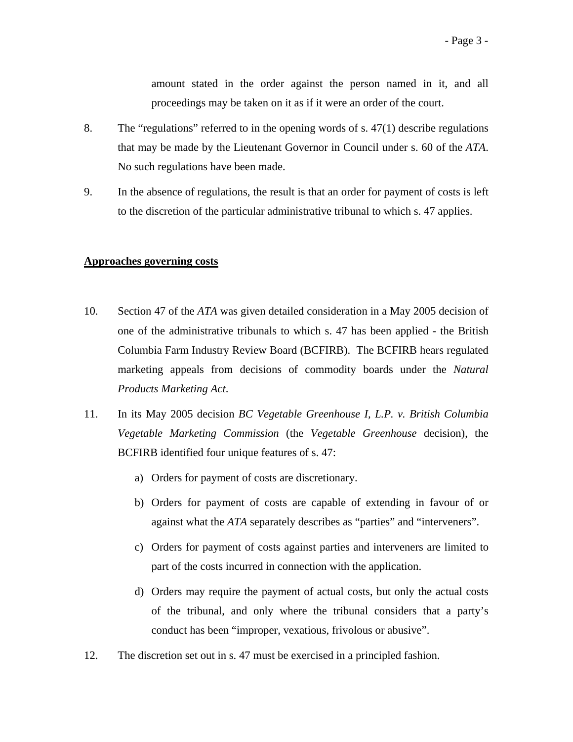amount stated in the order against the person named in it, and all proceedings may be taken on it as if it were an order of the court.

8. The "regulations" referred to in the opening words of s. 47(1) describe regulations that may be made by the Lieutenant Governor in Council under s. 60 of the *ATA*. No such regulations have been made.

9. In the absence of regulations, the result is that an order for payment of costs is left to the discretion of the particular administrative tribunal to which s. 47 applies.

## Approaches governing costs

10. Section 47 of the *ATA* was given detailed consideration in a May 2005 decision of one of the administrative tribunals to which s. 47 has been applied - the British Columbia Farm Industry Review Board (BCFIRB). The BCFIRB hears regulated marketing appeals from decisions of commodity boards under the *Natural Products Marketing Act*.

11. In its May 2005 decision *BC Vegetable Greenhouse I, L.P. v. British Columbia Vegetable Marketing Commission* (the *Vegetable Greenhouse* decision), the BCFIRB identified four unique features of s. 47:

    a) Orders for payment of costs are discretionary.

    b) Orders for payment of costs are capable of extending in favour of or against what the *ATA* separately describes as "parties" and "interveners".

    c) Orders for payment of costs against parties and interveners are limited to part of the costs incurred in connection with the application.

    d) Orders may require the payment of actual costs, but only the actual costs of the tribunal, and only where the tribunal considers that a party's conduct has been "improper, vexatious, frivolous or abusive".

12. The discretion set out in s. 47 must be exercised in a principled fashion.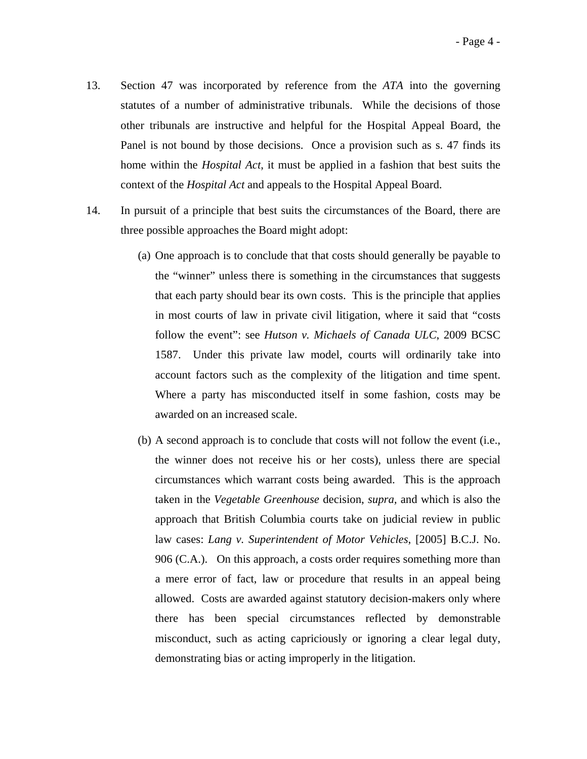13. Section 47 was incorporated by reference from the *ATA* into the governing statutes of a number of administrative tribunals. While the decisions of those other tribunals are instructive and helpful for the Hospital Appeal Board, the Panel is not bound by those decisions. Once a provision such as s. 47 finds its home within the *Hospital Act*, it must be applied in a fashion that best suits the context of the *Hospital Act* and appeals to the Hospital Appeal Board.

14. In pursuit of a principle that best suits the circumstances of the Board, there are three possible approaches the Board might adopt:

    (a) One approach is to conclude that that costs should generally be payable to the "winner" unless there is something in the circumstances that suggests that each party should bear its own costs. This is the principle that applies in most courts of law in private civil litigation, where it said that "costs follow the event": see *Hutson v. Michaels of Canada ULC*, 2009 BCSC 1587. Under this private law model, courts will ordinarily take into account factors such as the complexity of the litigation and time spent. Where a party has misconducted itself in some fashion, costs may be awarded on an increased scale.

    (b) A second approach is to conclude that costs will not follow the event (i.e., the winner does not receive his or her costs), unless there are special circumstances which warrant costs being awarded. This is the approach taken in the *Vegetable Greenhouse* decision, *supra*, and which is also the approach that British Columbia courts take on judicial review in public law cases: *Lang v. Superintendent of Motor Vehicles*, [2005] B.C.J. No. 906 (C.A.). On this approach, a costs order requires something more than a mere error of fact, law or procedure that results in an appeal being allowed. Costs are awarded against statutory decision-makers only where there has been special circumstances reflected by demonstrable misconduct, such as acting capriciously or ignoring a clear legal duty, demonstrating bias or acting improperly in the litigation.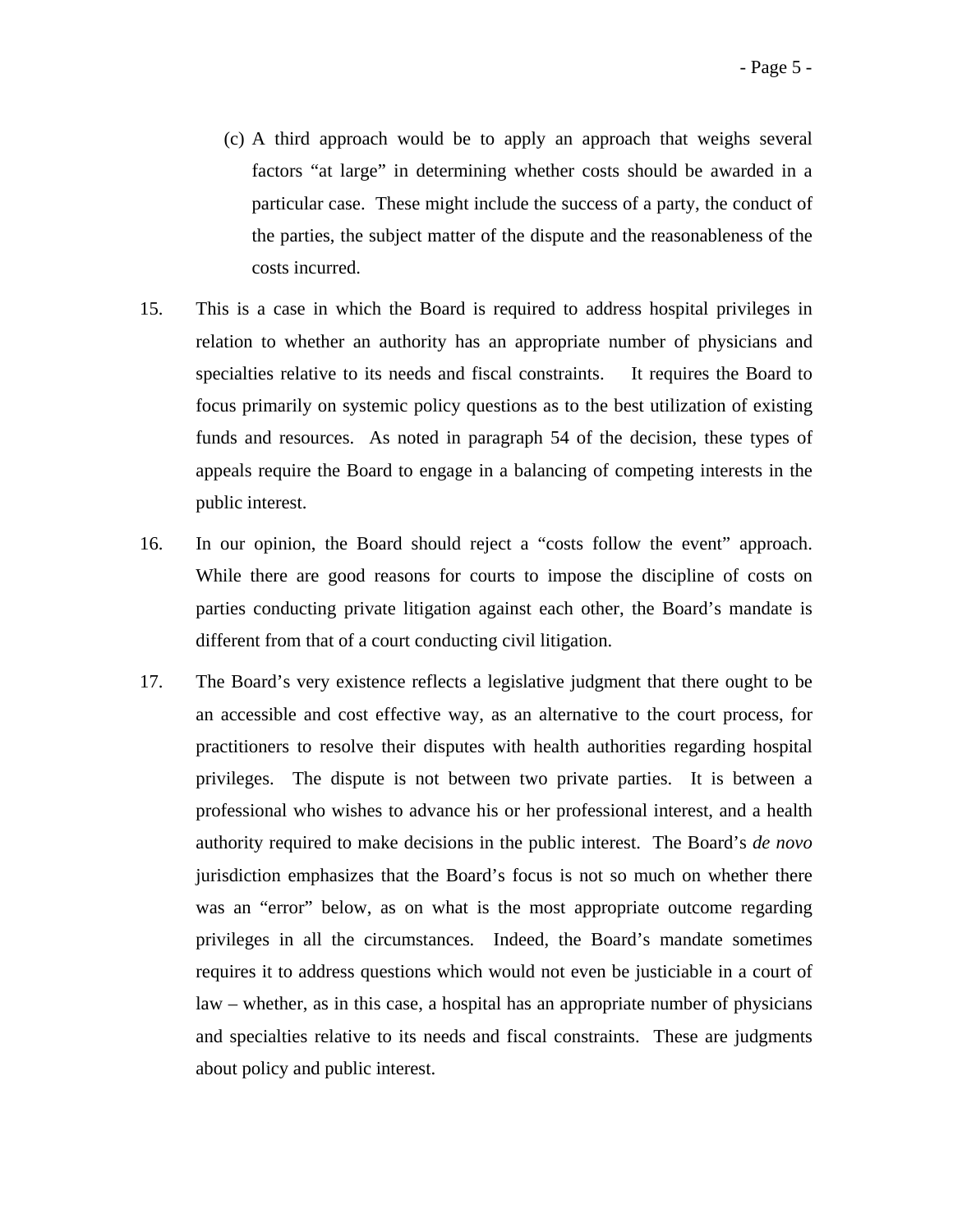(c) A third approach would be to apply an approach that weighs several factors "at large" in determining whether costs should be awarded in a particular case. These might include the success of a party, the conduct of the parties, the subject matter of the dispute and the reasonableness of the costs incurred.

15. This is a case in which the Board is required to address hospital privileges in relation to whether an authority has an appropriate number of physicians and specialties relative to its needs and fiscal constraints. It requires the Board to focus primarily on systemic policy questions as to the best utilization of existing funds and resources. As noted in paragraph 54 of the decision, these types of appeals require the Board to engage in a balancing of competing interests in the public interest.

16. In our opinion, the Board should reject a "costs follow the event" approach. While there are good reasons for courts to impose the discipline of costs on parties conducting private litigation against each other, the Board's mandate is different from that of a court conducting civil litigation.

17. The Board's very existence reflects a legislative judgment that there ought to be an accessible and cost effective way, as an alternative to the court process, for practitioners to resolve their disputes with health authorities regarding hospital privileges. The dispute is not between two private parties. It is between a professional who wishes to advance his or her professional interest, and a health authority required to make decisions in the public interest. The Board's *de novo* jurisdiction emphasizes that the Board's focus is not so much on whether there was an "error" below, as on what is the most appropriate outcome regarding privileges in all the circumstances. Indeed, the Board's mandate sometimes requires it to address questions which would not even be justiciable in a court of law – whether, as in this case, a hospital has an appropriate number of physicians and specialties relative to its needs and fiscal constraints. These are judgments about policy and public interest.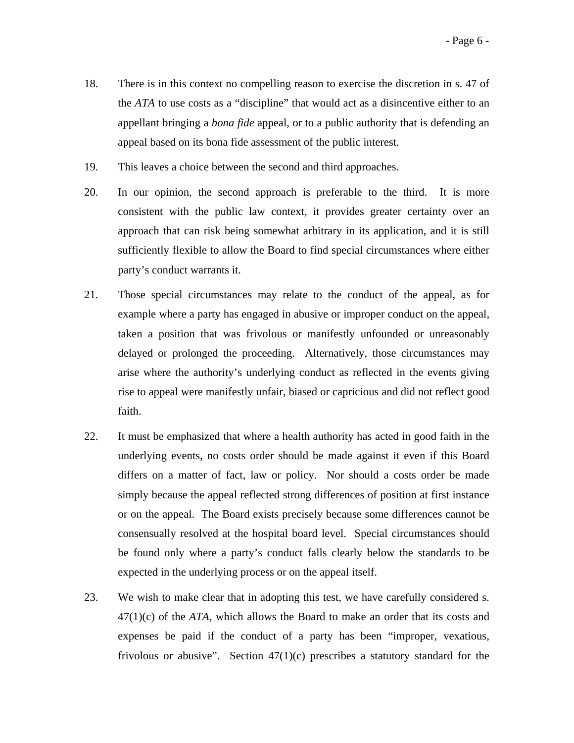18. There is in this context no compelling reason to exercise the discretion in s. 47 of the *ATA* to use costs as a "discipline" that would act as a disincentive either to an appellant bringing a *bona fide* appeal, or to a public authority that is defending an appeal based on its bona fide assessment of the public interest.

19. This leaves a choice between the second and third approaches.

20. In our opinion, the second approach is preferable to the third. It is more consistent with the public law context, it provides greater certainty over an approach that can risk being somewhat arbitrary in its application, and it is still sufficiently flexible to allow the Board to find special circumstances where either party's conduct warrants it.

21. Those special circumstances may relate to the conduct of the appeal, as for example where a party has engaged in abusive or improper conduct on the appeal, taken a position that was frivolous or manifestly unfounded or unreasonably delayed or prolonged the proceeding. Alternatively, those circumstances may arise where the authority's underlying conduct as reflected in the events giving rise to appeal were manifestly unfair, biased or capricious and did not reflect good faith.

22. It must be emphasized that where a health authority has acted in good faith in the underlying events, no costs order should be made against it even if this Board differs on a matter of fact, law or policy. Nor should a costs order be made simply because the appeal reflected strong differences of position at first instance or on the appeal. The Board exists precisely because some differences cannot be consensually resolved at the hospital board level. Special circumstances should be found only where a party's conduct falls clearly below the standards to be expected in the underlying process or on the appeal itself.

23. We wish to make clear that in adopting this test, we have carefully considered s. 47(1)(c) of the *ATA*, which allows the Board to make an order that its costs and expenses be paid if the conduct of a party has been "improper, vexatious, frivolous or abusive". Section 47(1)(c) prescribes a statutory standard for the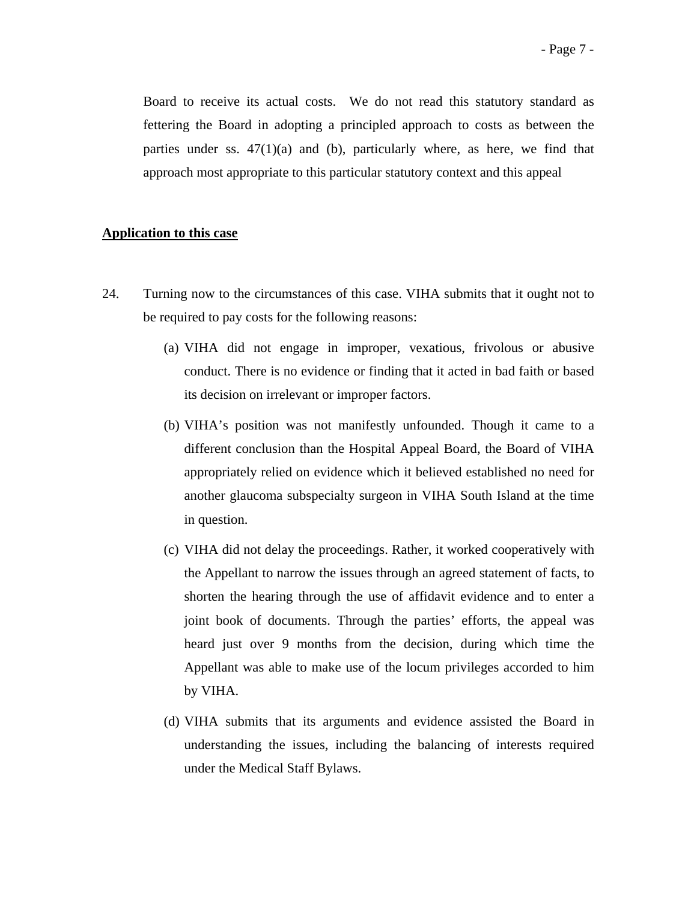Board to receive its actual costs. We do not read this statutory standard as fettering the Board in adopting a principled approach to costs as between the parties under ss. 47(1)(a) and (b), particularly where, as here, we find that approach most appropriate to this particular statutory context and this appeal

**Application to this case**

24. Turning now to the circumstances of this case. VIHA submits that it ought not to be required to pay costs for the following reasons:

    (a) VIHA did not engage in improper, vexatious, frivolous or abusive conduct. There is no evidence or finding that it acted in bad faith or based its decision on irrelevant or improper factors.

    (b) VIHA's position was not manifestly unfounded. Though it came to a different conclusion than the Hospital Appeal Board, the Board of VIHA appropriately relied on evidence which it believed established no need for another glaucoma subspecialty surgeon in VIHA South Island at the time in question.

    (c) VIHA did not delay the proceedings. Rather, it worked cooperatively with the Appellant to narrow the issues through an agreed statement of facts, to shorten the hearing through the use of affidavit evidence and to enter a joint book of documents. Through the parties' efforts, the appeal was heard just over 9 months from the decision, during which time the Appellant was able to make use of the locum privileges accorded to him by VIHA.

    (d) VIHA submits that its arguments and evidence assisted the Board in understanding the issues, including the balancing of interests required under the Medical Staff Bylaws.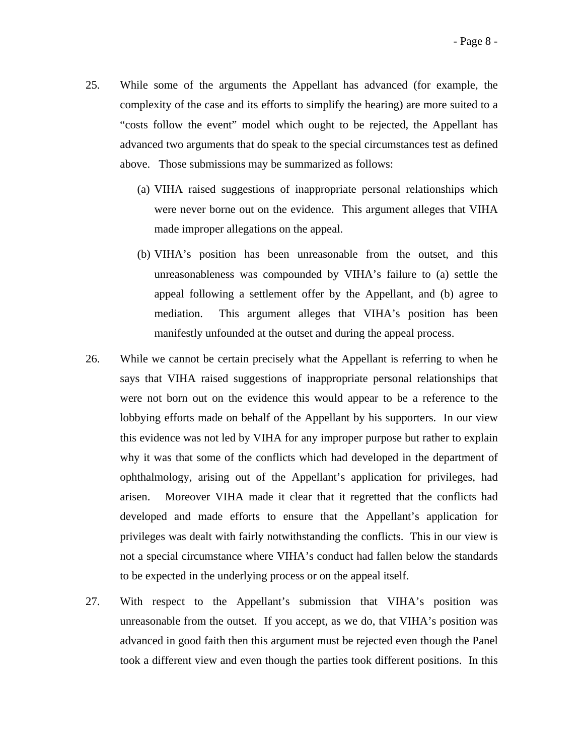25. While some of the arguments the Appellant has advanced (for example, the complexity of the case and its efforts to simplify the hearing) are more suited to a "costs follow the event" model which ought to be rejected, the Appellant has advanced two arguments that do speak to the special circumstances test as defined above. Those submissions may be summarized as follows:

    (a) VIHA raised suggestions of inappropriate personal relationships which were never borne out on the evidence. This argument alleges that VIHA made improper allegations on the appeal.

    (b) VIHA's position has been unreasonable from the outset, and this unreasonableness was compounded by VIHA's failure to (a) settle the appeal following a settlement offer by the Appellant, and (b) agree to mediation. This argument alleges that VIHA's position has been manifestly unfounded at the outset and during the appeal process.

26. While we cannot be certain precisely what the Appellant is referring to when he says that VIHA raised suggestions of inappropriate personal relationships that were not born out on the evidence this would appear to be a reference to the lobbying efforts made on behalf of the Appellant by his supporters. In our view this evidence was not led by VIHA for any improper purpose but rather to explain why it was that some of the conflicts which had developed in the department of ophthalmology, arising out of the Appellant's application for privileges, had arisen. Moreover VIHA made it clear that it regretted that the conflicts had developed and made efforts to ensure that the Appellant's application for privileges was dealt with fairly notwithstanding the conflicts. This in our view is not a special circumstance where VIHA's conduct had fallen below the standards to be expected in the underlying process or on the appeal itself.

27. With respect to the Appellant's submission that VIHA's position was unreasonable from the outset. If you accept, as we do, that VIHA's position was advanced in good faith then this argument must be rejected even though the Panel took a different view and even though the parties took different positions. In this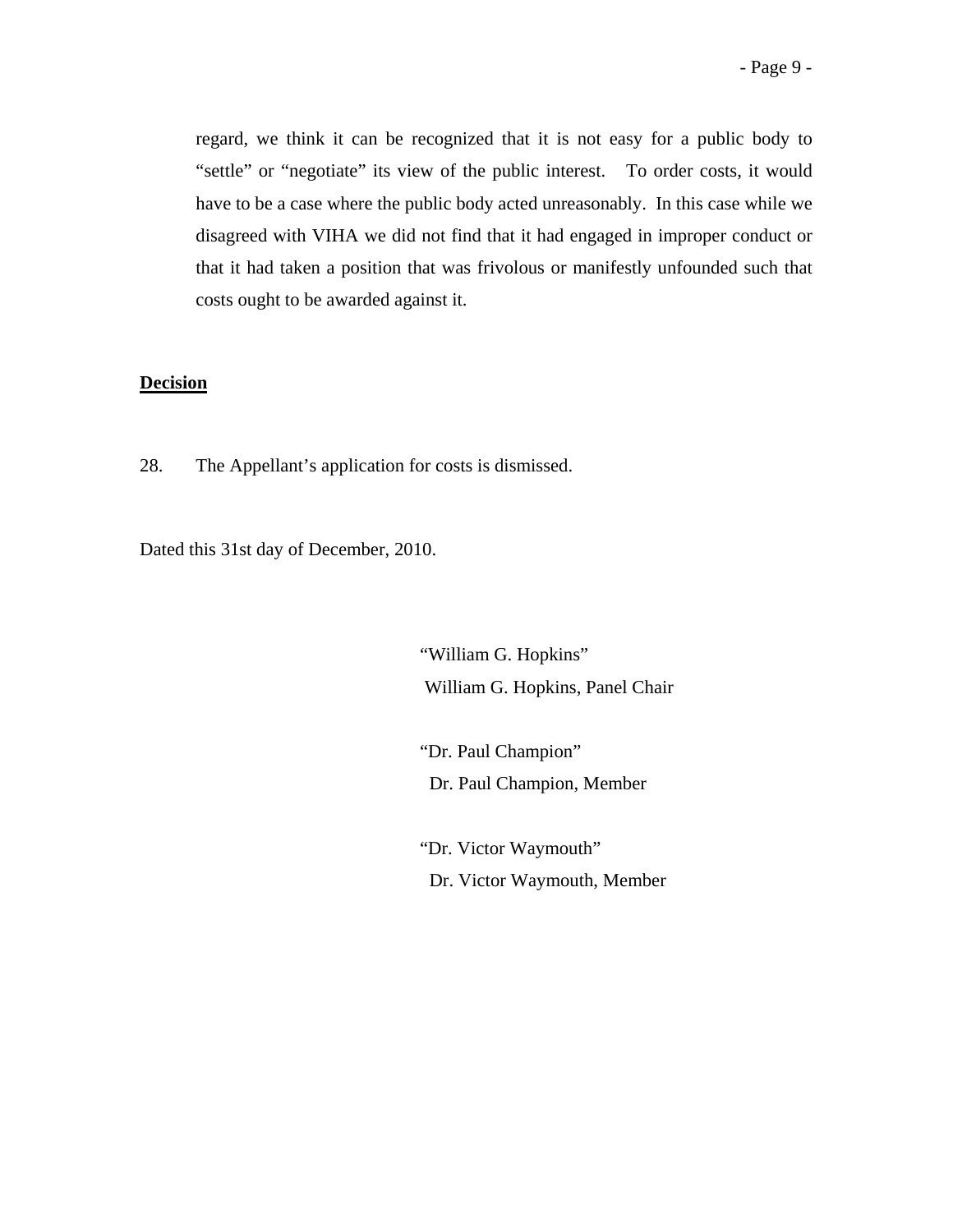regard, we think it can be recognized that it is not easy for a public body to "settle" or "negotiate" its view of the public interest. To order costs, it would have to be a case where the public body acted unreasonably. In this case while we disagreed with VIHA we did not find that it had engaged in improper conduct or that it had taken a position that was frivolous or manifestly unfounded such that costs ought to be awarded against it.

## Decision

28. The Appellant's application for costs is dismissed.

Dated this 31st day of December, 2010.

"William G. Hopkins"
William G. Hopkins, Panel Chair

"Dr. Paul Champion"
Dr. Paul Champion, Member

"Dr. Victor Waymouth"
Dr. Victor Waymouth, Member